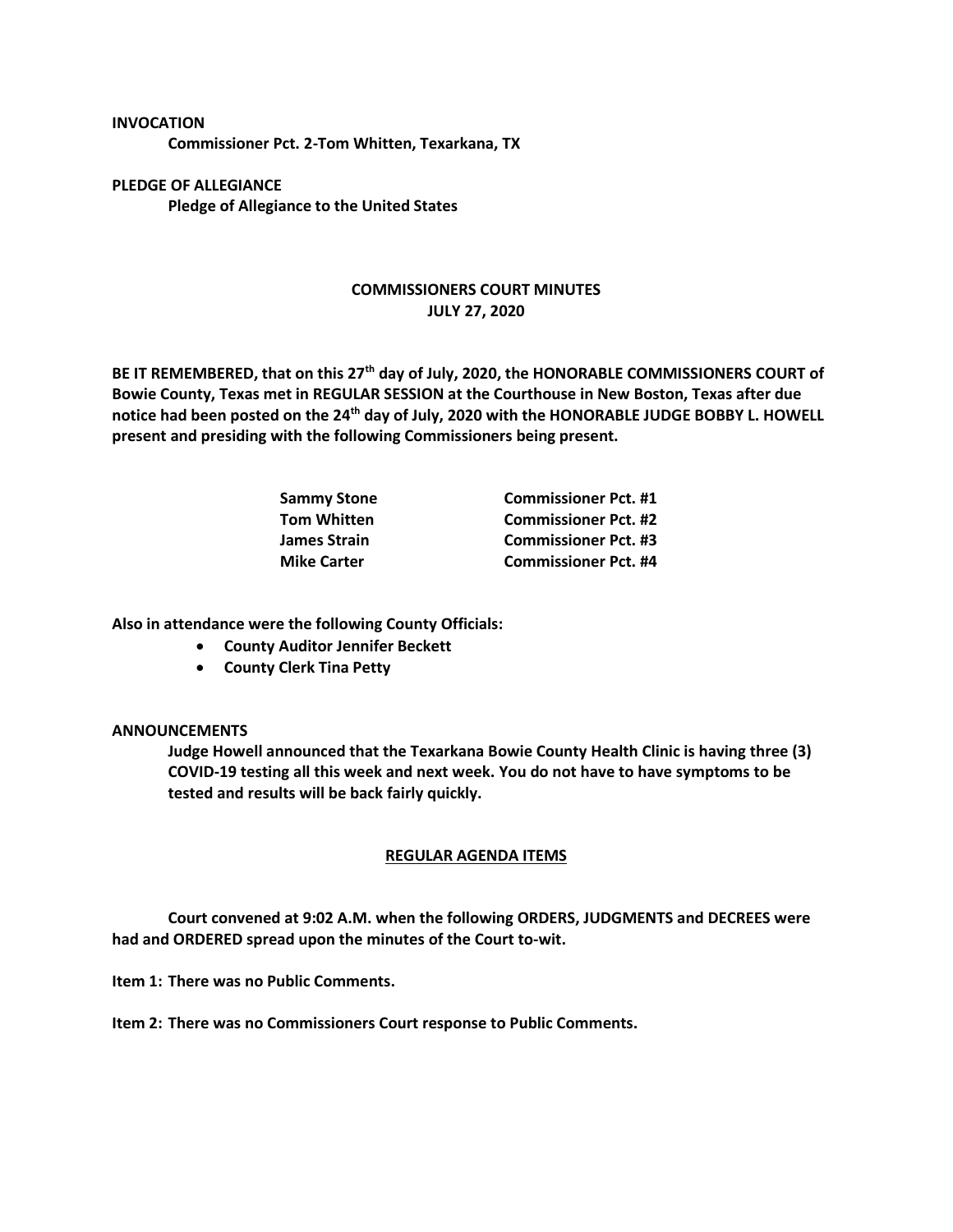**INVOCATION**

**Commissioner Pct. 2-Tom Whitten, Texarkana, TX**

**PLEDGE OF ALLEGIANCE**

**Pledge of Allegiance to the United States**

# COMMISSIONERS COURT MINUTES
## JULY 27, 2020

**BE IT REMEMBERED, that on this 27th day of July, 2020, the HONORABLE COMMISSIONERS COURT of Bowie County, Texas met in REGULAR SESSION at the Courthouse in New Boston, Texas after due notice had been posted on the 24th day of July, 2020 with the HONORABLE JUDGE BOBBY L. HOWELL present and presiding with the following Commissioners being present.**

| | |
|---|---|
| **Sammy Stone** | **Commissioner Pct. #1** |
| **Tom Whitten** | **Commissioner Pct. #2** |
| **James Strain** | **Commissioner Pct. #3** |
| **Mike Carter** | **Commissioner Pct. #4** |

**Also in attendance were the following County Officials:**

- **County Auditor Jennifer Beckett**
- **County Clerk Tina Petty**

**ANNOUNCEMENTS**

**Judge Howell announced that the Texarkana Bowie County Health Clinic is having three (3) COVID-19 testing all this week and next week. You do not have to have symptoms to be tested and results will be back fairly quickly.**

## REGULAR AGENDA ITEMS

**Court convened at 9:02 A.M. when the following ORDERS, JUDGMENTS and DECREES were had and ORDERED spread upon the minutes of the Court to-wit.**

**Item 1: There was no Public Comments.**

**Item 2: There was no Commissioners Court response to Public Comments.**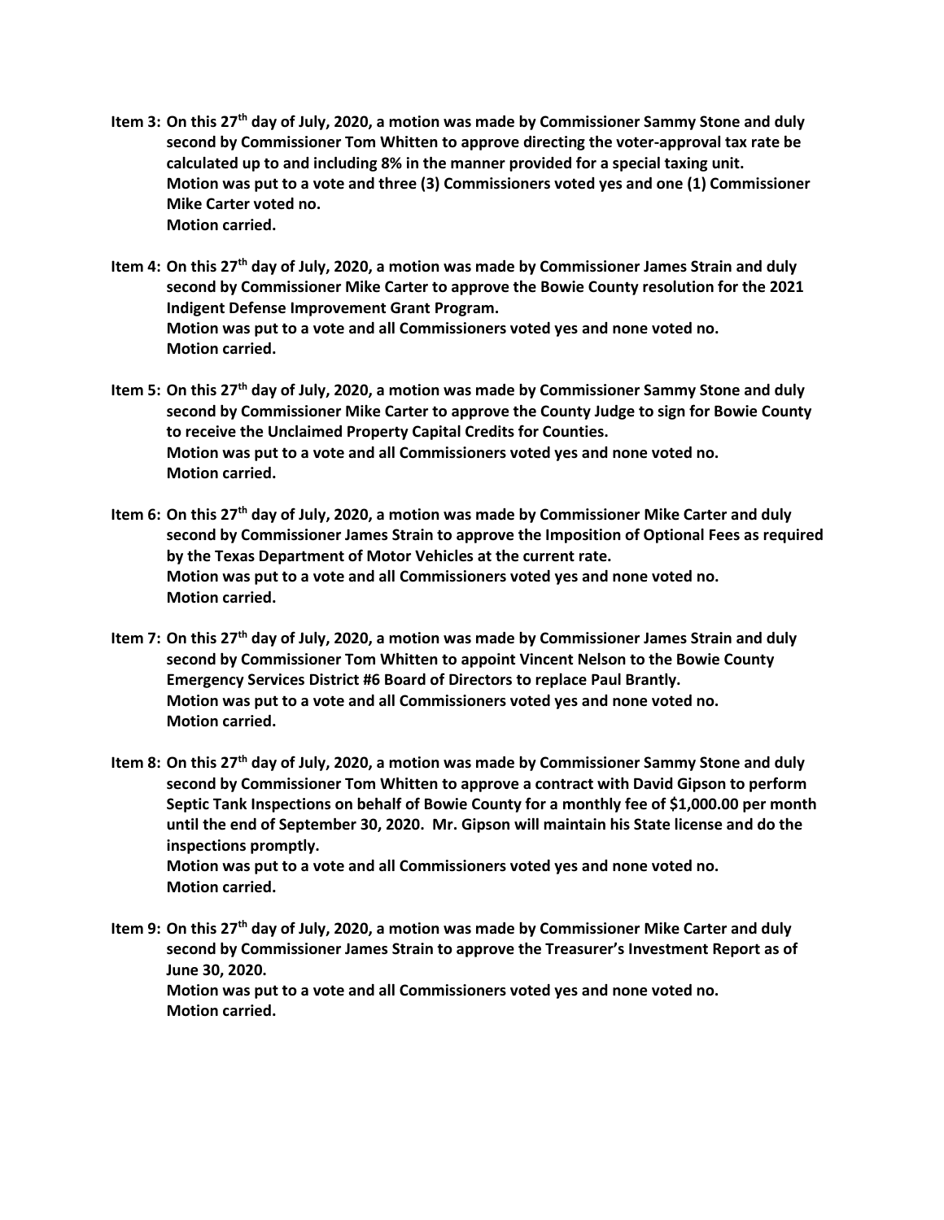**Item 3: On this 27th day of July, 2020, a motion was made by Commissioner Sammy Stone and duly second by Commissioner Tom Whitten to approve directing the voter-approval tax rate be calculated up to and including 8% in the manner provided for a special taxing unit.**
**Motion was put to a vote and three (3) Commissioners voted yes and one (1) Commissioner Mike Carter voted no.**
**Motion carried.**

**Item 4: On this 27th day of July, 2020, a motion was made by Commissioner James Strain and duly second by Commissioner Mike Carter to approve the Bowie County resolution for the 2021 Indigent Defense Improvement Grant Program.**
**Motion was put to a vote and all Commissioners voted yes and none voted no.**
**Motion carried.**

**Item 5: On this 27th day of July, 2020, a motion was made by Commissioner Sammy Stone and duly second by Commissioner Mike Carter to approve the County Judge to sign for Bowie County to receive the Unclaimed Property Capital Credits for Counties.**
**Motion was put to a vote and all Commissioners voted yes and none voted no.**
**Motion carried.**

**Item 6: On this 27th day of July, 2020, a motion was made by Commissioner Mike Carter and duly second by Commissioner James Strain to approve the Imposition of Optional Fees as required by the Texas Department of Motor Vehicles at the current rate.**
**Motion was put to a vote and all Commissioners voted yes and none voted no.**
**Motion carried.**

**Item 7: On this 27th day of July, 2020, a motion was made by Commissioner James Strain and duly second by Commissioner Tom Whitten to appoint Vincent Nelson to the Bowie County Emergency Services District #6 Board of Directors to replace Paul Brantly.**
**Motion was put to a vote and all Commissioners voted yes and none voted no.**
**Motion carried.**

**Item 8: On this 27th day of July, 2020, a motion was made by Commissioner Sammy Stone and duly second by Commissioner Tom Whitten to approve a contract with David Gipson to perform Septic Tank Inspections on behalf of Bowie County for a monthly fee of $1,000.00 per month until the end of September 30, 2020. Mr. Gipson will maintain his State license and do the inspections promptly.**
**Motion was put to a vote and all Commissioners voted yes and none voted no.**
**Motion carried.**

**Item 9: On this 27th day of July, 2020, a motion was made by Commissioner Mike Carter and duly second by Commissioner James Strain to approve the Treasurer's Investment Report as of June 30, 2020.**
**Motion was put to a vote and all Commissioners voted yes and none voted no.**
**Motion carried.**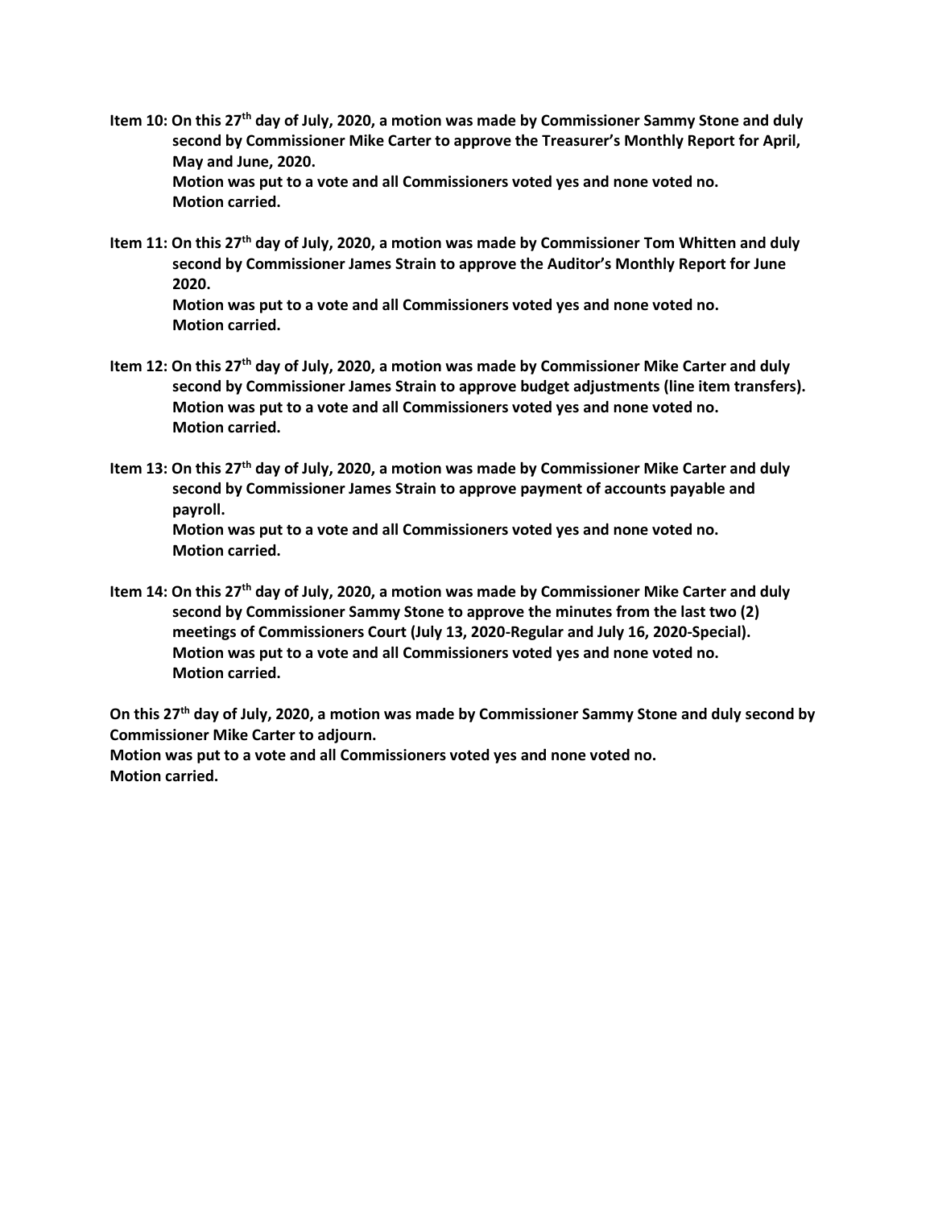**Item 10: On this 27th day of July, 2020, a motion was made by Commissioner Sammy Stone and duly second by Commissioner Mike Carter to approve the Treasurer's Monthly Report for April, May and June, 2020.**
**Motion was put to a vote and all Commissioners voted yes and none voted no.**
**Motion carried.**

**Item 11: On this 27th day of July, 2020, a motion was made by Commissioner Tom Whitten and duly second by Commissioner James Strain to approve the Auditor's Monthly Report for June 2020.**
**Motion was put to a vote and all Commissioners voted yes and none voted no.**
**Motion carried.**

**Item 12: On this 27th day of July, 2020, a motion was made by Commissioner Mike Carter and duly second by Commissioner James Strain to approve budget adjustments (line item transfers).**
**Motion was put to a vote and all Commissioners voted yes and none voted no.**
**Motion carried.**

**Item 13: On this 27th day of July, 2020, a motion was made by Commissioner Mike Carter and duly second by Commissioner James Strain to approve payment of accounts payable and payroll.**
**Motion was put to a vote and all Commissioners voted yes and none voted no.**
**Motion carried.**

**Item 14: On this 27th day of July, 2020, a motion was made by Commissioner Mike Carter and duly second by Commissioner Sammy Stone to approve the minutes from the last two (2) meetings of Commissioners Court (July 13, 2020-Regular and July 16, 2020-Special).**
**Motion was put to a vote and all Commissioners voted yes and none voted no.**
**Motion carried.**

**On this 27th day of July, 2020, a motion was made by Commissioner Sammy Stone and duly second by Commissioner Mike Carter to adjourn.**
**Motion was put to a vote and all Commissioners voted yes and none voted no.**
**Motion carried.**